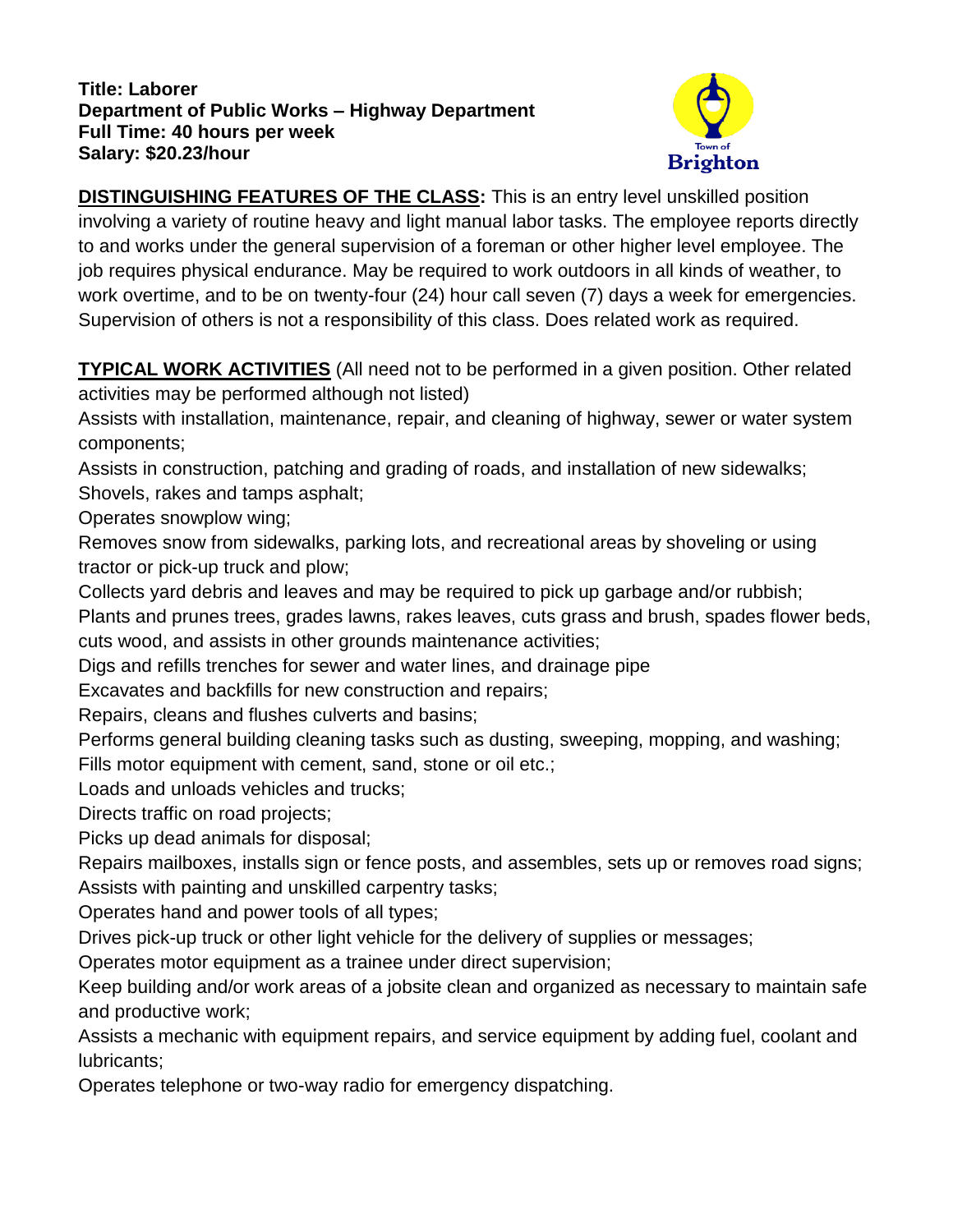**Title: Laborer**
**Department of Public Works – Highway Department**
**Full Time: 40 hours per week**
**Salary: $20.23/hour**

Town of Brighton

**DISTINGUISHING FEATURES OF THE CLASS:** This is an entry level unskilled position involving a variety of routine heavy and light manual labor tasks. The employee reports directly to and works under the general supervision of a foreman or other higher level employee. The job requires physical endurance. May be required to work outdoors in all kinds of weather, to work overtime, and to be on twenty-four (24) hour call seven (7) days a week for emergencies. Supervision of others is not a responsibility of this class. Does related work as required.

**TYPICAL WORK ACTIVITIES** (All need not to be performed in a given position. Other related activities may be performed although not listed)

Assists with installation, maintenance, repair, and cleaning of highway, sewer or water system components;
Assists in construction, patching and grading of roads, and installation of new sidewalks;
Shovels, rakes and tamps asphalt;
Operates snowplow wing;
Removes snow from sidewalks, parking lots, and recreational areas by shoveling or using tractor or pick-up truck and plow;
Collects yard debris and leaves and may be required to pick up garbage and/or rubbish;
Plants and prunes trees, grades lawns, rakes leaves, cuts grass and brush, spades flower beds, cuts wood, and assists in other grounds maintenance activities;
Digs and refills trenches for sewer and water lines, and drainage pipe
Excavates and backfills for new construction and repairs;
Repairs, cleans and flushes culverts and basins;
Performs general building cleaning tasks such as dusting, sweeping, mopping, and washing;
Fills motor equipment with cement, sand, stone or oil etc.;
Loads and unloads vehicles and trucks;
Directs traffic on road projects;
Picks up dead animals for disposal;
Repairs mailboxes, installs sign or fence posts, and assembles, sets up or removes road signs;
Assists with painting and unskilled carpentry tasks;
Operates hand and power tools of all types;
Drives pick-up truck or other light vehicle for the delivery of supplies or messages;
Operates motor equipment as a trainee under direct supervision;
Keep building and/or work areas of a jobsite clean and organized as necessary to maintain safe and productive work;
Assists a mechanic with equipment repairs, and service equipment by adding fuel, coolant and lubricants;
Operates telephone or two-way radio for emergency dispatching.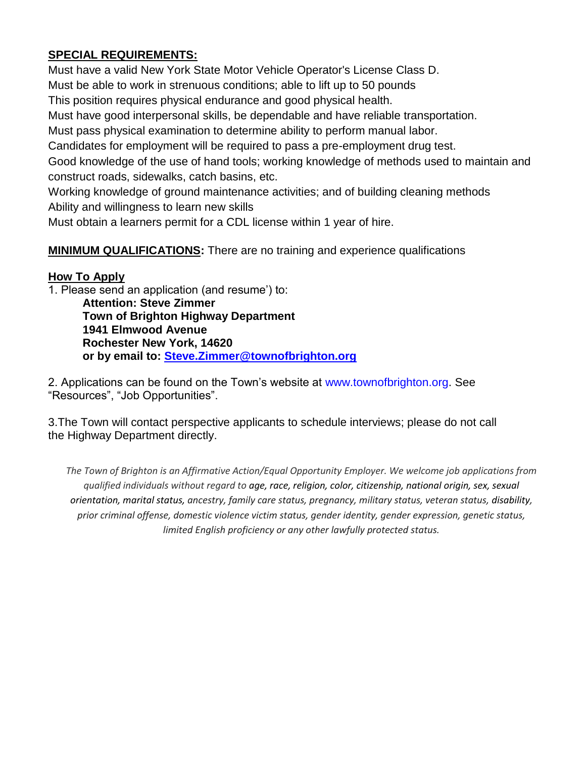**SPECIAL REQUIREMENTS:**

Must have a valid New York State Motor Vehicle Operator's License Class D.
Must be able to work in strenuous conditions; able to lift up to 50 pounds
This position requires physical endurance and good physical health.
Must have good interpersonal skills, be dependable and have reliable transportation.
Must pass physical examination to determine ability to perform manual labor.
Candidates for employment will be required to pass a pre-employment drug test.
Good knowledge of the use of hand tools; working knowledge of methods used to maintain and construct roads, sidewalks, catch basins, etc.
Working knowledge of ground maintenance activities; and of building cleaning methods
Ability and willingness to learn new skills
Must obtain a learners permit for a CDL license within 1 year of hire.

**MINIMUM QUALIFICATIONS:** There are no training and experience qualifications

**How To Apply**

1. Please send an application (and resume') to:

    **Attention: Steve Zimmer**
    **Town of Brighton Highway Department**
    **1941 Elmwood Avenue**
    **Rochester New York, 14620**
    **or by email to: Steve.Zimmer@townofbrighton.org**

2. Applications can be found on the Town's website at www.townofbrighton.org. See "Resources", "Job Opportunities".

3. The Town will contact perspective applicants to schedule interviews; please do not call the Highway Department directly.

*The Town of Brighton is an Affirmative Action/Equal Opportunity Employer. We welcome job applications from qualified individuals without regard to age, race, religion, color, citizenship, national origin, sex, sexual orientation, marital status, ancestry, family care status, pregnancy, military status, veteran status, disability, prior criminal offense, domestic violence victim status, gender identity, gender expression, genetic status, limited English proficiency or any other lawfully protected status.*